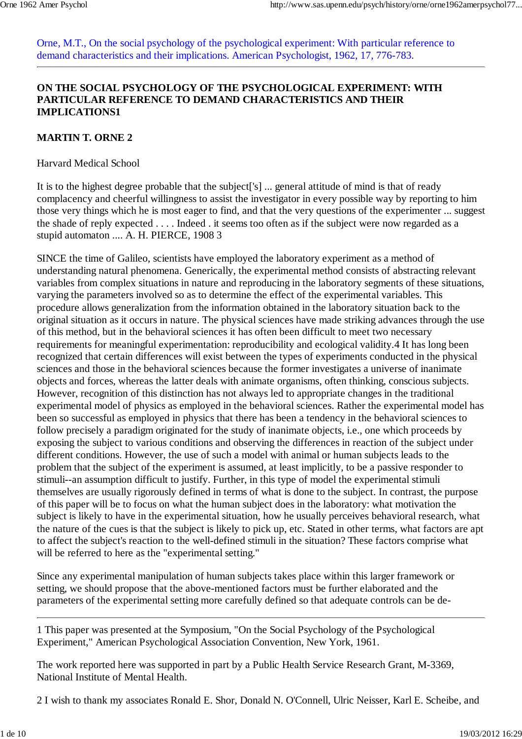Orne, M.T., On the social psychology of the psychological experiment: With particular reference to demand characteristics and their implications. American Psychologist, 1962, 17, 776-783.

---

# ON THE SOCIAL PSYCHOLOGY OF THE PSYCHOLOGICAL EXPERIMENT: WITH PARTICULAR REFERENCE TO DEMAND CHARACTERISTICS AND THEIR IMPLICATIONS[1]

**MARTIN T. ORNE [2]**

Harvard Medical School

It is to the highest degree probable that the subject['s] ... general attitude of mind is that of ready complacency and cheerful willingness to assist the investigator in every possible way by reporting to him those very things which he is most eager to find, and that the very questions of the experimenter ... suggest the shade of reply expected . . . . Indeed . it seems too often as if the subject were now regarded as a stupid automaton .... A. H. PIERCE, 1908 [3]

SINCE the time of Galileo, scientists have employed the laboratory experiment as a method of understanding natural phenomena. Generically, the experimental method consists of abstracting relevant variables from complex situations in nature and reproducing in the laboratory segments of these situations, varying the parameters involved so as to determine the effect of the experimental variables. This procedure allows generalization from the information obtained in the laboratory situation back to the original situation as it occurs in nature. The physical sciences have made striking advances through the use of this method, but in the behavioral sciences it has often been difficult to meet two necessary requirements for meaningful experimentation: reproducibility and ecological validity.[4] It has long been recognized that certain differences will exist between the types of experiments conducted in the physical sciences and those in the behavioral sciences because the former investigates a universe of inanimate objects and forces, whereas the latter deals with animate organisms, often thinking, conscious subjects. However, recognition of this distinction has not always led to appropriate changes in the traditional experimental model of physics as employed in the behavioral sciences. Rather the experimental model has been so successful as employed in physics that there has been a tendency in the behavioral sciences to follow precisely a paradigm originated for the study of inanimate objects, i.e., one which proceeds by exposing the subject to various conditions and observing the differences in reaction of the subject under different conditions. However, the use of such a model with animal or human subjects leads to the problem that the subject of the experiment is assumed, at least implicitly, to be a passive responder to stimuli--an assumption difficult to justify. Further, in this type of model the experimental stimuli themselves are usually rigorously defined in terms of what is done to the subject. In contrast, the purpose of this paper will be to focus on what the human subject does in the laboratory: what motivation the subject is likely to have in the experimental situation, how he usually perceives behavioral research, what the nature of the cues is that the subject is likely to pick up, etc. Stated in other terms, what factors are apt to affect the subject's reaction to the well-defined stimuli in the situation? These factors comprise what will be referred to here as the "experimental setting."

Since any experimental manipulation of human subjects takes place within this larger framework or setting, we should propose that the above-mentioned factors must be further elaborated and the parameters of the experimental setting more carefully defined so that adequate controls can be de-

---

1 This paper was presented at the Symposium, "On the Social Psychology of the Psychological Experiment," American Psychological Association Convention, New York, 1961.

The work reported here was supported in part by a Public Health Service Research Grant, M-3369, National Institute of Mental Health.

2 I wish to thank my associates Ronald E. Shor, Donald N. O'Connell, Ulric Neisser, Karl E. Scheibe, and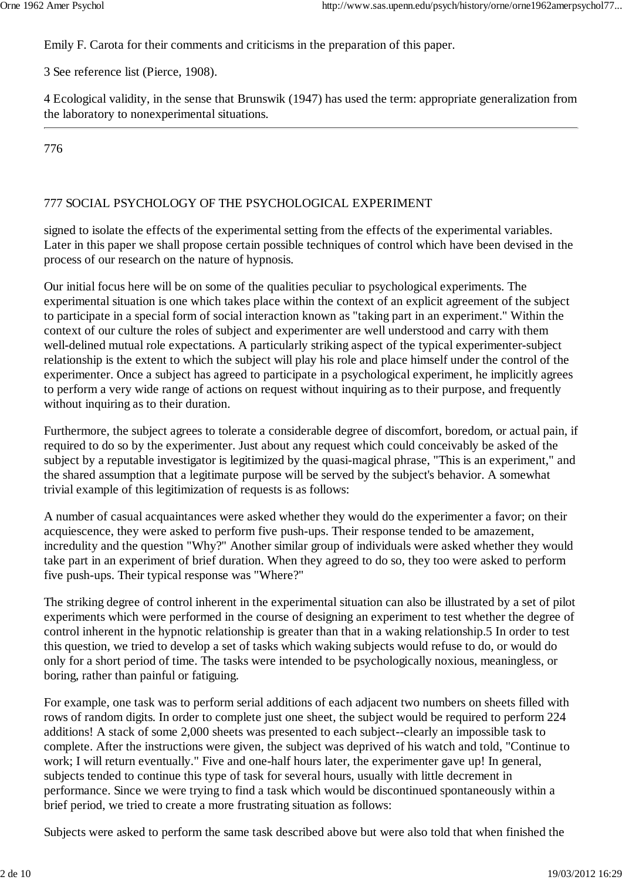Emily F. Carota for their comments and criticisms in the preparation of this paper.

3 See reference list (Pierce, 1908).

4 Ecological validity, in the sense that Brunswik (1947) has used the term: appropriate generalization from the laboratory to nonexperimental situations.

---

signed to isolate the effects of the experimental setting from the effects of the experimental variables. Later in this paper we shall propose certain possible techniques of control which have been devised in the process of our research on the nature of hypnosis.

Our initial focus here will be on some of the qualities peculiar to psychological experiments. The experimental situation is one which takes place within the context of an explicit agreement of the subject to participate in a special form of social interaction known as "taking part in an experiment." Within the context of our culture the roles of subject and experimenter are well understood and carry with them well-delined mutual role expectations. A particularly striking aspect of the typical experimenter-subject relationship is the extent to which the subject will play his role and place himself under the control of the experimenter. Once a subject has agreed to participate in a psychological experiment, he implicitly agrees to perform a very wide range of actions on request without inquiring as to their purpose, and frequently without inquiring as to their duration.

Furthermore, the subject agrees to tolerate a considerable degree of discomfort, boredom, or actual pain, if required to do so by the experimenter. Just about any request which could conceivably be asked of the subject by a reputable investigator is legitimized by the quasi-magical phrase, "This is an experiment," and the shared assumption that a legitimate purpose will be served by the subject's behavior. A somewhat trivial example of this legitimization of requests is as follows:

A number of casual acquaintances were asked whether they would do the experimenter a favor; on their acquiescence, they were asked to perform five push-ups. Their response tended to be amazement, incredulity and the question "Why?" Another similar group of individuals were asked whether they would take part in an experiment of brief duration. When they agreed to do so, they too were asked to perform five push-ups. Their typical response was "Where?"

The striking degree of control inherent in the experimental situation can also be illustrated by a set of pilot experiments which were performed in the course of designing an experiment to test whether the degree of control inherent in the hypnotic relationship is greater than that in a waking relationship.5 In order to test this question, we tried to develop a set of tasks which waking subjects would refuse to do, or would do only for a short period of time. The tasks were intended to be psychologically noxious, meaningless, or boring, rather than painful or fatiguing.

For example, one task was to perform serial additions of each adjacent two numbers on sheets filled with rows of random digits. In order to complete just one sheet, the subject would be required to perform 224 additions! A stack of some 2,000 sheets was presented to each subject--clearly an impossible task to complete. After the instructions were given, the subject was deprived of his watch and told, "Continue to work; I will return eventually." Five and one-half hours later, the experimenter gave up! In general, subjects tended to continue this type of task for several hours, usually with little decrement in performance. Since we were trying to find a task which would be discontinued spontaneously within a brief period, we tried to create a more frustrating situation as follows:

Subjects were asked to perform the same task described above but were also told that when finished the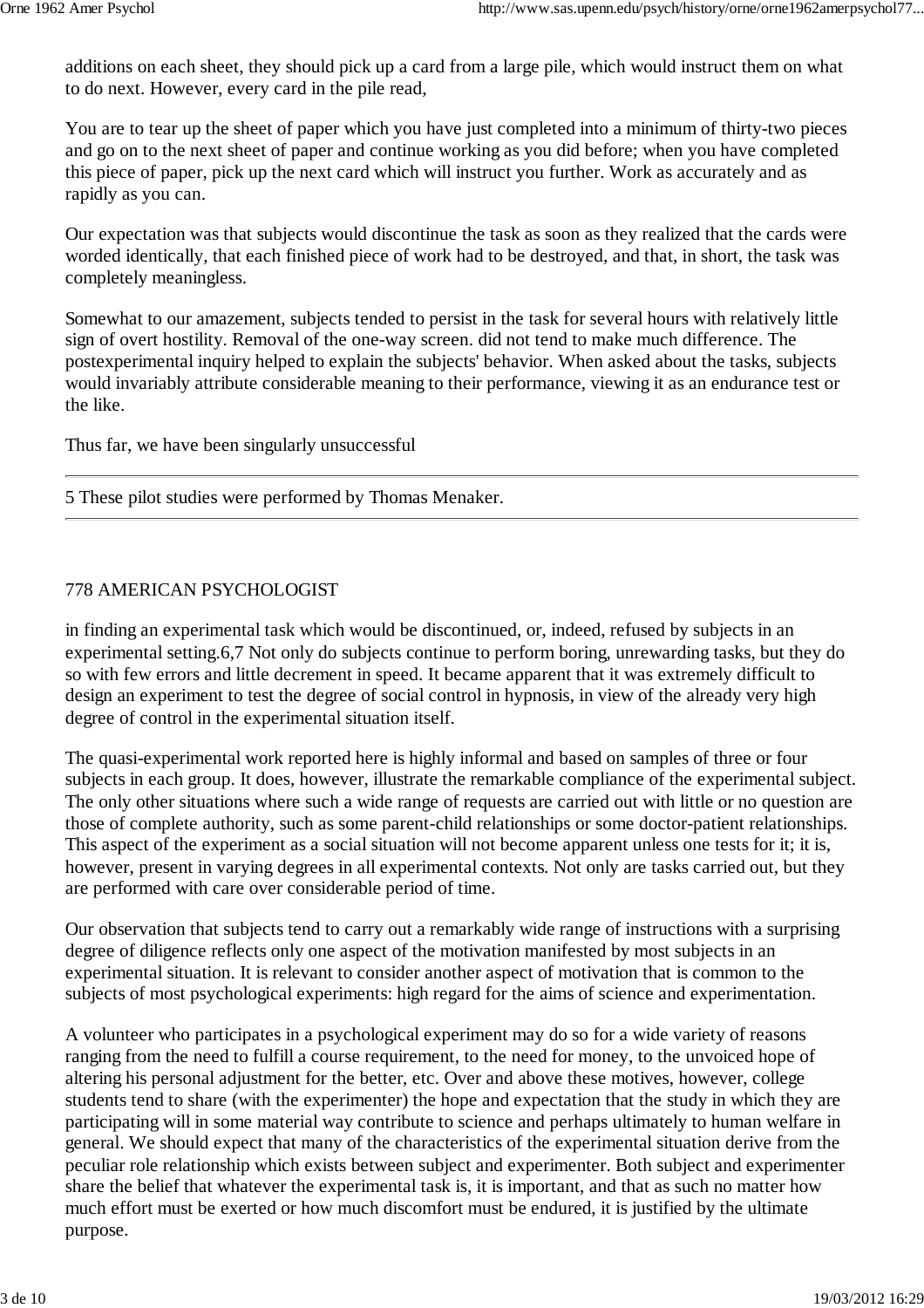additions on each sheet, they should pick up a card from a large pile, which would instruct them on what to do next. However, every card in the pile read,

You are to tear up the sheet of paper which you have just completed into a minimum of thirty-two pieces and go on to the next sheet of paper and continue working as you did before; when you have completed this piece of paper, pick up the next card which will instruct you further. Work as accurately and as rapidly as you can.

Our expectation was that subjects would discontinue the task as soon as they realized that the cards were worded identically, that each finished piece of work had to be destroyed, and that, in short, the task was completely meaningless.

Somewhat to our amazement, subjects tended to persist in the task for several hours with relatively little sign of overt hostility. Removal of the one-way screen. did not tend to make much difference. The postexperimental inquiry helped to explain the subjects' behavior. When asked about the tasks, subjects would invariably attribute considerable meaning to their performance, viewing it as an endurance test or the like.

Thus far, we have been singularly unsuccessful

---

5 These pilot studies were performed by Thomas Menaker.

---

in finding an experimental task which would be discontinued, or, indeed, refused by subjects in an experimental setting.[6,7] Not only do subjects continue to perform boring, unrewarding tasks, but they do so with few errors and little decrement in speed. It became apparent that it was extremely difficult to design an experiment to test the degree of social control in hypnosis, in view of the already very high degree of control in the experimental situation itself.

The quasi-experimental work reported here is highly informal and based on samples of three or four subjects in each group. It does, however, illustrate the remarkable compliance of the experimental subject. The only other situations where such a wide range of requests are carried out with little or no question are those of complete authority, such as some parent-child relationships or some doctor-patient relationships. This aspect of the experiment as a social situation will not become apparent unless one tests for it; it is, however, present in varying degrees in all experimental contexts. Not only are tasks carried out, but they are performed with care over considerable period of time.

Our observation that subjects tend to carry out a remarkably wide range of instructions with a surprising degree of diligence reflects only one aspect of the motivation manifested by most subjects in an experimental situation. It is relevant to consider another aspect of motivation that is common to the subjects of most psychological experiments: high regard for the aims of science and experimentation.

A volunteer who participates in a psychological experiment may do so for a wide variety of reasons ranging from the need to fulfill a course requirement, to the need for money, to the unvoiced hope of altering his personal adjustment for the better, etc. Over and above these motives, however, college students tend to share (with the experimenter) the hope and expectation that the study in which they are participating will in some material way contribute to science and perhaps ultimately to human welfare in general. We should expect that many of the characteristics of the experimental situation derive from the peculiar role relationship which exists between subject and experimenter. Both subject and experimenter share the belief that whatever the experimental task is, it is important, and that as such no matter how much effort must be exerted or how much discomfort must be endured, it is justified by the ultimate purpose.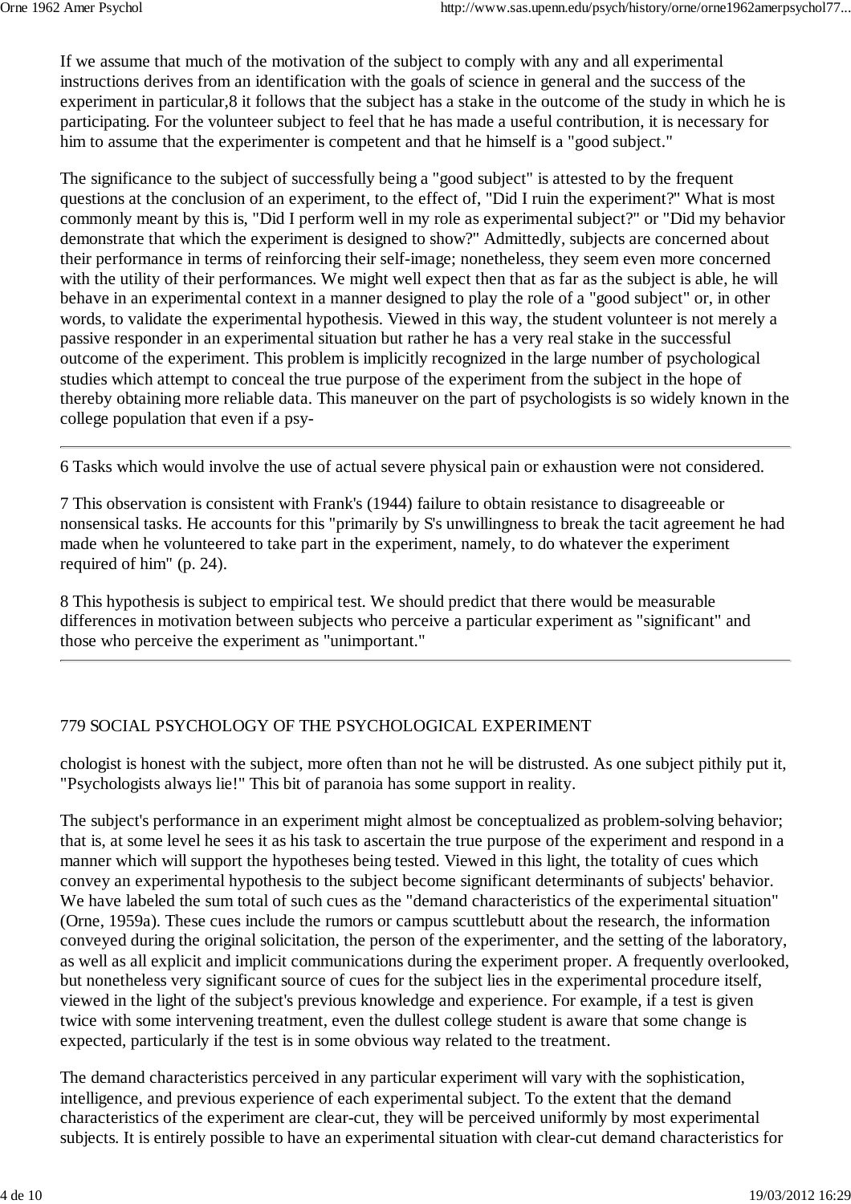If we assume that much of the motivation of the subject to comply with any and all experimental instructions derives from an identification with the goals of science in general and the success of the experiment in particular,[8] it follows that the subject has a stake in the outcome of the study in which he is participating. For the volunteer subject to feel that he has made a useful contribution, it is necessary for him to assume that the experimenter is competent and that he himself is a "good subject."

The significance to the subject of successfully being a "good subject" is attested to by the frequent questions at the conclusion of an experiment, to the effect of, "Did I ruin the experiment?" What is most commonly meant by this is, "Did I perform well in my role as experimental subject?" or "Did my behavior demonstrate that which the experiment is designed to show?" Admittedly, subjects are concerned about their performance in terms of reinforcing their self-image; nonetheless, they seem even more concerned with the utility of their performances. We might well expect then that as far as the subject is able, he will behave in an experimental context in a manner designed to play the role of a "good subject" or, in other words, to validate the experimental hypothesis. Viewed in this way, the student volunteer is not merely a passive responder in an experimental situation but rather he has a very real stake in the successful outcome of the experiment. This problem is implicitly recognized in the large number of psychological studies which attempt to conceal the true purpose of the experiment from the subject in the hope of thereby obtaining more reliable data. This maneuver on the part of psychologists is so widely known in the college population that even if a psy-

---

6 Tasks which would involve the use of actual severe physical pain or exhaustion were not considered.

7 This observation is consistent with Frank's (1944) failure to obtain resistance to disagreeable or nonsensical tasks. He accounts for this "primarily by S's unwillingness to break the tacit agreement he had made when he volunteered to take part in the experiment, namely, to do whatever the experiment required of him" (p. 24).

8 This hypothesis is subject to empirical test. We should predict that there would be measurable differences in motivation between subjects who perceive a particular experiment as "significant" and those who perceive the experiment as "unimportant."

---

chologist is honest with the subject, more often than not he will be distrusted. As one subject pithily put it, "Psychologists always lie!" This bit of paranoia has some support in reality.

The subject's performance in an experiment might almost be conceptualized as problem-solving behavior; that is, at some level he sees it as his task to ascertain the true purpose of the experiment and respond in a manner which will support the hypotheses being tested. Viewed in this light, the totality of cues which convey an experimental hypothesis to the subject become significant determinants of subjects' behavior. We have labeled the sum total of such cues as the "demand characteristics of the experimental situation" (Orne, 1959a). These cues include the rumors or campus scuttlebutt about the research, the information conveyed during the original solicitation, the person of the experimenter, and the setting of the laboratory, as well as all explicit and implicit communications during the experiment proper. A frequently overlooked, but nonetheless very significant source of cues for the subject lies in the experimental procedure itself, viewed in the light of the subject's previous knowledge and experience. For example, if a test is given twice with some intervening treatment, even the dullest college student is aware that some change is expected, particularly if the test is in some obvious way related to the treatment.

The demand characteristics perceived in any particular experiment will vary with the sophistication, intelligence, and previous experience of each experimental subject. To the extent that the demand characteristics of the experiment are clear-cut, they will be perceived uniformly by most experimental subjects. It is entirely possible to have an experimental situation with clear-cut demand characteristics for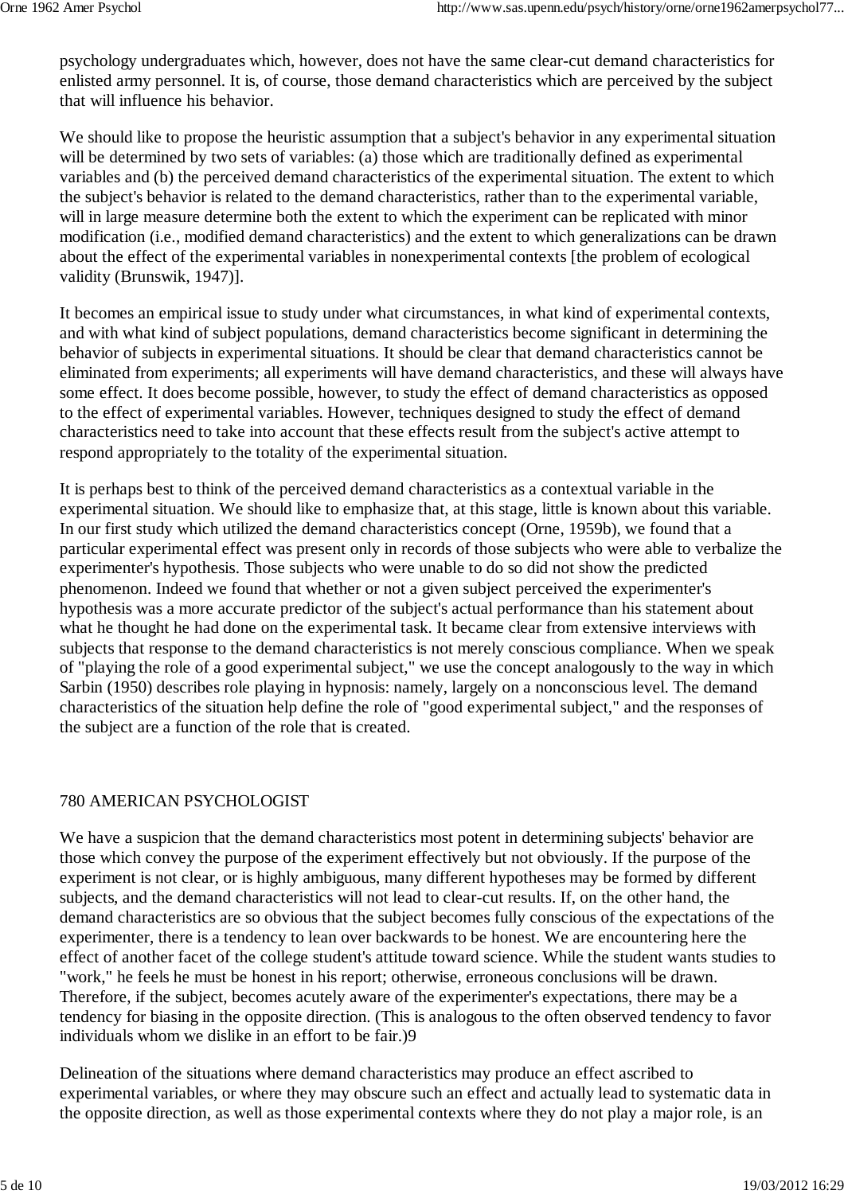psychology undergraduates which, however, does not have the same clear-cut demand characteristics for enlisted army personnel. It is, of course, those demand characteristics which are perceived by the subject that will influence his behavior.

We should like to propose the heuristic assumption that a subject's behavior in any experimental situation will be determined by two sets of variables: (a) those which are traditionally defined as experimental variables and (b) the perceived demand characteristics of the experimental situation. The extent to which the subject's behavior is related to the demand characteristics, rather than to the experimental variable, will in large measure determine both the extent to which the experiment can be replicated with minor modification (i.e., modified demand characteristics) and the extent to which generalizations can be drawn about the effect of the experimental variables in nonexperimental contexts [the problem of ecological validity (Brunswik, 1947)].

It becomes an empirical issue to study under what circumstances, in what kind of experimental contexts, and with what kind of subject populations, demand characteristics become significant in determining the behavior of subjects in experimental situations. It should be clear that demand characteristics cannot be eliminated from experiments; all experiments will have demand characteristics, and these will always have some effect. It does become possible, however, to study the effect of demand characteristics as opposed to the effect of experimental variables. However, techniques designed to study the effect of demand characteristics need to take into account that these effects result from the subject's active attempt to respond appropriately to the totality of the experimental situation.

It is perhaps best to think of the perceived demand characteristics as a contextual variable in the experimental situation. We should like to emphasize that, at this stage, little is known about this variable. In our first study which utilized the demand characteristics concept (Orne, 1959b), we found that a particular experimental effect was present only in records of those subjects who were able to verbalize the experimenter's hypothesis. Those subjects who were unable to do so did not show the predicted phenomenon. Indeed we found that whether or not a given subject perceived the experimenter's hypothesis was a more accurate predictor of the subject's actual performance than his statement about what he thought he had done on the experimental task. It became clear from extensive interviews with subjects that response to the demand characteristics is not merely conscious compliance. When we speak of "playing the role of a good experimental subject," we use the concept analogously to the way in which Sarbin (1950) describes role playing in hypnosis: namely, largely on a nonconscious level. The demand characteristics of the situation help define the role of "good experimental subject," and the responses of the subject are a function of the role that is created.

We have a suspicion that the demand characteristics most potent in determining subjects' behavior are those which convey the purpose of the experiment effectively but not obviously. If the purpose of the experiment is not clear, or is highly ambiguous, many different hypotheses may be formed by different subjects, and the demand characteristics will not lead to clear-cut results. If, on the other hand, the demand characteristics are so obvious that the subject becomes fully conscious of the expectations of the experimenter, there is a tendency to lean over backwards to be honest. We are encountering here the effect of another facet of the college student's attitude toward science. While the student wants studies to "work," he feels he must be honest in his report; otherwise, erroneous conclusions will be drawn. Therefore, if the subject, becomes acutely aware of the experimenter's expectations, there may be a tendency for biasing in the opposite direction. (This is analogous to the often observed tendency to favor individuals whom we dislike in an effort to be fair.)[9]

Delineation of the situations where demand characteristics may produce an effect ascribed to experimental variables, or where they may obscure such an effect and actually lead to systematic data in the opposite direction, as well as those experimental contexts where they do not play a major role, is an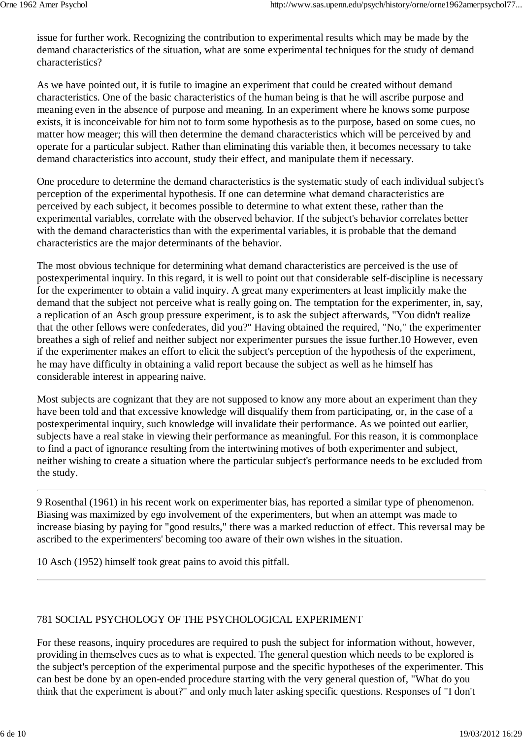issue for further work. Recognizing the contribution to experimental results which may be made by the demand characteristics of the situation, what are some experimental techniques for the study of demand characteristics?

As we have pointed out, it is futile to imagine an experiment that could be created without demand characteristics. One of the basic characteristics of the human being is that he will ascribe purpose and meaning even in the absence of purpose and meaning. In an experiment where he knows some purpose exists, it is inconceivable for him not to form some hypothesis as to the purpose, based on some cues, no matter how meager; this will then determine the demand characteristics which will be perceived by and operate for a particular subject. Rather than eliminating this variable then, it becomes necessary to take demand characteristics into account, study their effect, and manipulate them if necessary.

One procedure to determine the demand characteristics is the systematic study of each individual subject's perception of the experimental hypothesis. If one can determine what demand characteristics are perceived by each subject, it becomes possible to determine to what extent these, rather than the experimental variables, correlate with the observed behavior. If the subject's behavior correlates better with the demand characteristics than with the experimental variables, it is probable that the demand characteristics are the major determinants of the behavior.

The most obvious technique for determining what demand characteristics are perceived is the use of postexperimental inquiry. In this regard, it is well to point out that considerable self-discipline is necessary for the experimenter to obtain a valid inquiry. A great many experimenters at least implicitly make the demand that the subject not perceive what is really going on. The temptation for the experimenter, in, say, a replication of an Asch group pressure experiment, is to ask the subject afterwards, "You didn't realize that the other fellows were confederates, did you?" Having obtained the required, "No," the experimenter breathes a sigh of relief and neither subject nor experimenter pursues the issue further.[10] However, even if the experimenter makes an effort to elicit the subject's perception of the hypothesis of the experiment, he may have difficulty in obtaining a valid report because the subject as well as he himself has considerable interest in appearing naive.

Most subjects are cognizant that they are not supposed to know any more about an experiment than they have been told and that excessive knowledge will disqualify them from participating, or, in the case of a postexperimental inquiry, such knowledge will invalidate their performance. As we pointed out earlier, subjects have a real stake in viewing their performance as meaningful. For this reason, it is commonplace to find a pact of ignorance resulting from the intertwining motives of both experimenter and subject, neither wishing to create a situation where the particular subject's performance needs to be excluded from the study.

---

9 Rosenthal (1961) in his recent work on experimenter bias, has reported a similar type of phenomenon. Biasing was maximized by ego involvement of the experimenters, but when an attempt was made to increase biasing by paying for "good results," there was a marked reduction of effect. This reversal may be ascribed to the experimenters' becoming too aware of their own wishes in the situation.

10 Asch (1952) himself took great pains to avoid this pitfall.

---

781 SOCIAL PSYCHOLOGY OF THE PSYCHOLOGICAL EXPERIMENT

For these reasons, inquiry procedures are required to push the subject for information without, however, providing in themselves cues as to what is expected. The general question which needs to be explored is the subject's perception of the experimental purpose and the specific hypotheses of the experimenter. This can best be done by an open-ended procedure starting with the very general question of, "What do you think that the experiment is about?" and only much later asking specific questions. Responses of "I don't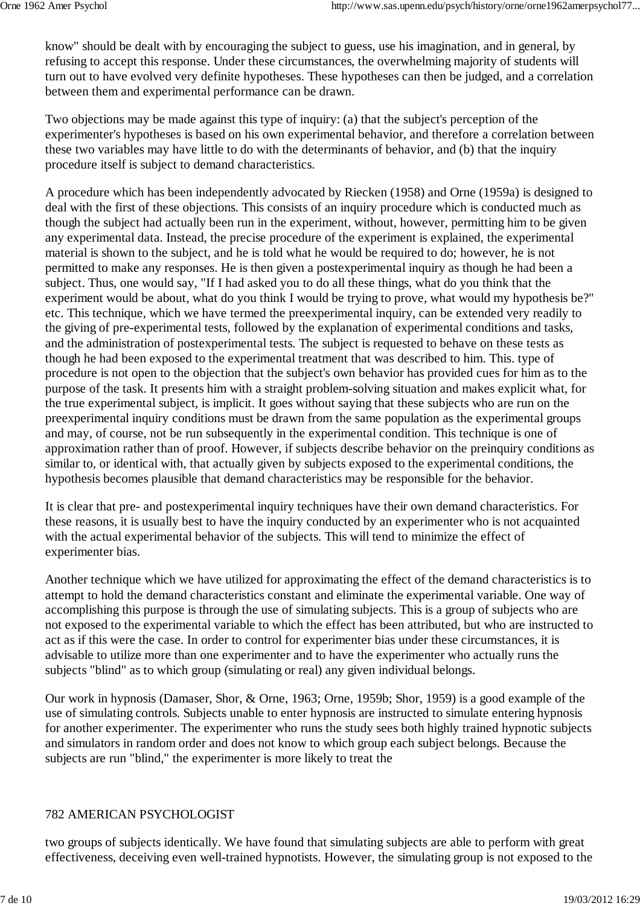know" should be dealt with by encouraging the subject to guess, use his imagination, and in general, by refusing to accept this response. Under these circumstances, the overwhelming majority of students will turn out to have evolved very definite hypotheses. These hypotheses can then be judged, and a correlation between them and experimental performance can be drawn.

Two objections may be made against this type of inquiry: (a) that the subject's perception of the experimenter's hypotheses is based on his own experimental behavior, and therefore a correlation between these two variables may have little to do with the determinants of behavior, and (b) that the inquiry procedure itself is subject to demand characteristics.

A procedure which has been independently advocated by Riecken (1958) and Orne (1959a) is designed to deal with the first of these objections. This consists of an inquiry procedure which is conducted much as though the subject had actually been run in the experiment, without, however, permitting him to be given any experimental data. Instead, the precise procedure of the experiment is explained, the experimental material is shown to the subject, and he is told what he would be required to do; however, he is not permitted to make any responses. He is then given a postexperimental inquiry as though he had been a subject. Thus, one would say, "If I had asked you to do all these things, what do you think that the experiment would be about, what do you think I would be trying to prove, what would my hypothesis be?" etc. This technique, which we have termed the preexperimental inquiry, can be extended very readily to the giving of pre-experimental tests, followed by the explanation of experimental conditions and tasks, and the administration of postexperimental tests. The subject is requested to behave on these tests as though he had been exposed to the experimental treatment that was described to him. This. type of procedure is not open to the objection that the subject's own behavior has provided cues for him as to the purpose of the task. It presents him with a straight problem-solving situation and makes explicit what, for the true experimental subject, is implicit. It goes without saying that these subjects who are run on the preexperimental inquiry conditions must be drawn from the same population as the experimental groups and may, of course, not be run subsequently in the experimental condition. This technique is one of approximation rather than of proof. However, if subjects describe behavior on the preinquiry conditions as similar to, or identical with, that actually given by subjects exposed to the experimental conditions, the hypothesis becomes plausible that demand characteristics may be responsible for the behavior.

It is clear that pre- and postexperimental inquiry techniques have their own demand characteristics. For these reasons, it is usually best to have the inquiry conducted by an experimenter who is not acquainted with the actual experimental behavior of the subjects. This will tend to minimize the effect of experimenter bias.

Another technique which we have utilized for approximating the effect of the demand characteristics is to attempt to hold the demand characteristics constant and eliminate the experimental variable. One way of accomplishing this purpose is through the use of simulating subjects. This is a group of subjects who are not exposed to the experimental variable to which the effect has been attributed, but who are instructed to act as if this were the case. In order to control for experimenter bias under these circumstances, it is advisable to utilize more than one experimenter and to have the experimenter who actually runs the subjects "blind" as to which group (simulating or real) any given individual belongs.

Our work in hypnosis (Damaser, Shor, & Orne, 1963; Orne, 1959b; Shor, 1959) is a good example of the use of simulating controls. Subjects unable to enter hypnosis are instructed to simulate entering hypnosis for another experimenter. The experimenter who runs the study sees both highly trained hypnotic subjects and simulators in random order and does not know to which group each subject belongs. Because the subjects are run "blind," the experimenter is more likely to treat the two groups of subjects identically. We have found that simulating subjects are able to perform with great effectiveness, deceiving even well-trained hypnotists. However, the simulating group is not exposed to the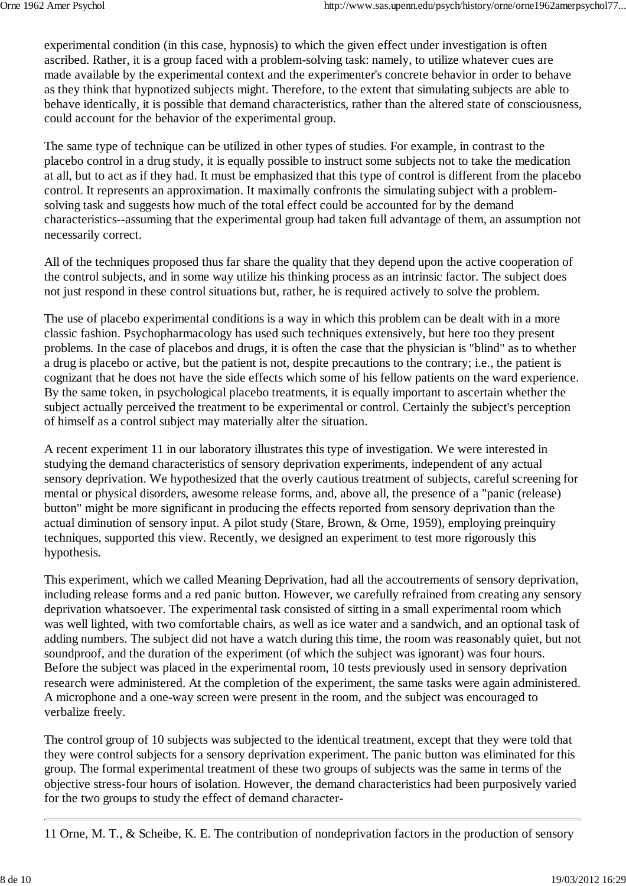experimental condition (in this case, hypnosis) to which the given effect under investigation is often ascribed. Rather, it is a group faced with a problem-solving task: namely, to utilize whatever cues are made available by the experimental context and the experimenter's concrete behavior in order to behave as they think that hypnotized subjects might. Therefore, to the extent that simulating subjects are able to behave identically, it is possible that demand characteristics, rather than the altered state of consciousness, could account for the behavior of the experimental group.

The same type of technique can be utilized in other types of studies. For example, in contrast to the placebo control in a drug study, it is equally possible to instruct some subjects not to take the medication at all, but to act as if they had. It must be emphasized that this type of control is different from the placebo control. It represents an approximation. It maximally confronts the simulating subject with a problem-solving task and suggests how much of the total effect could be accounted for by the demand characteristics--assuming that the experimental group had taken full advantage of them, an assumption not necessarily correct.

All of the techniques proposed thus far share the quality that they depend upon the active cooperation of the control subjects, and in some way utilize his thinking process as an intrinsic factor. The subject does not just respond in these control situations but, rather, he is required actively to solve the problem.

The use of placebo experimental conditions is a way in which this problem can be dealt with in a more classic fashion. Psychopharmacology has used such techniques extensively, but here too they present problems. In the case of placebos and drugs, it is often the case that the physician is "blind" as to whether a drug is placebo or active, but the patient is not, despite precautions to the contrary; i.e., the patient is cognizant that he does not have the side effects which some of his fellow patients on the ward experience. By the same token, in psychological placebo treatments, it is equally important to ascertain whether the subject actually perceived the treatment to be experimental or control. Certainly the subject's perception of himself as a control subject may materially alter the situation.

A recent experiment [11] in our laboratory illustrates this type of investigation. We were interested in studying the demand characteristics of sensory deprivation experiments, independent of any actual sensory deprivation. We hypothesized that the overly cautious treatment of subjects, careful screening for mental or physical disorders, awesome release forms, and, above all, the presence of a "panic (release) button" might be more significant in producing the effects reported from sensory deprivation than the actual diminution of sensory input. A pilot study (Stare, Brown, & Orne, 1959), employing preinquiry techniques, supported this view. Recently, we designed an experiment to test more rigorously this hypothesis.

This experiment, which we called Meaning Deprivation, had all the accoutrements of sensory deprivation, including release forms and a red panic button. However, we carefully refrained from creating any sensory deprivation whatsoever. The experimental task consisted of sitting in a small experimental room which was well lighted, with two comfortable chairs, as well as ice water and a sandwich, and an optional task of adding numbers. The subject did not have a watch during this time, the room was reasonably quiet, but not soundproof, and the duration of the experiment (of which the subject was ignorant) was four hours. Before the subject was placed in the experimental room, 10 tests previously used in sensory deprivation research were administered. At the completion of the experiment, the same tasks were again administered. A microphone and a one-way screen were present in the room, and the subject was encouraged to verbalize freely.

The control group of 10 subjects was subjected to the identical treatment, except that they were told that they were control subjects for a sensory deprivation experiment. The panic button was eliminated for this group. The formal experimental treatment of these two groups of subjects was the same in terms of the objective stress-four hours of isolation. However, the demand characteristics had been purposively varied for the two groups to study the effect of demand character-

---

11 Orne, M. T., & Scheibe, K. E. The contribution of nondeprivation factors in the production of sensory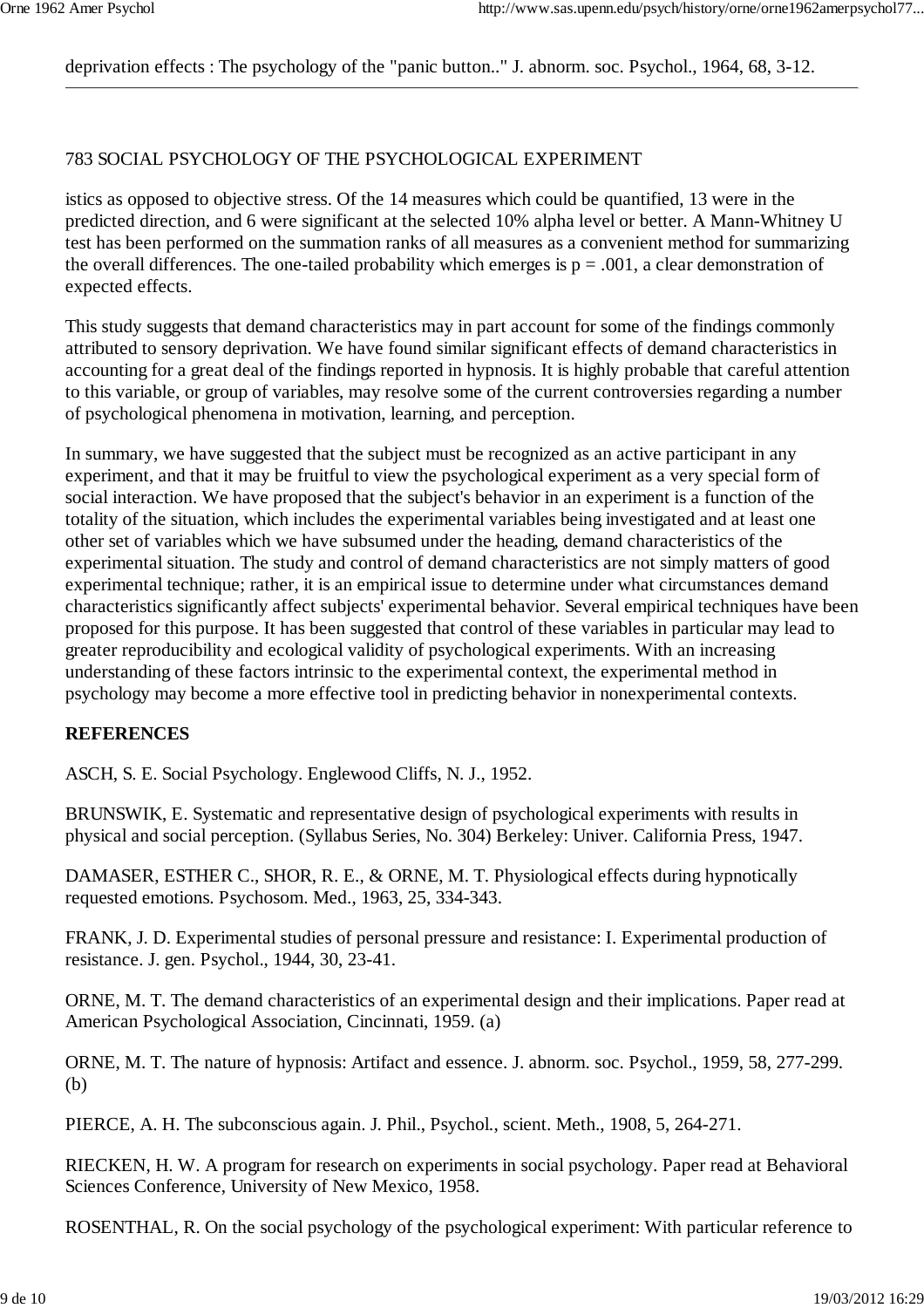deprivation effects : The psychology of the "panic button.." J. abnorm. soc. Psychol., 1964, 68, 3-12.

---

783 SOCIAL PSYCHOLOGY OF THE PSYCHOLOGICAL EXPERIMENT

istics as opposed to objective stress. Of the 14 measures which could be quantified, 13 were in the predicted direction, and 6 were significant at the selected 10% alpha level or better. A Mann-Whitney U test has been performed on the summation ranks of all measures as a convenient method for summarizing the overall differences. The one-tailed probability which emerges is $p = .001$, a clear demonstration of expected effects.

This study suggests that demand characteristics may in part account for some of the findings commonly attributed to sensory deprivation. We have found similar significant effects of demand characteristics in accounting for a great deal of the findings reported in hypnosis. It is highly probable that careful attention to this variable, or group of variables, may resolve some of the current controversies regarding a number of psychological phenomena in motivation, learning, and perception.

In summary, we have suggested that the subject must be recognized as an active participant in any experiment, and that it may be fruitful to view the psychological experiment as a very special form of social interaction. We have proposed that the subject's behavior in an experiment is a function of the totality of the situation, which includes the experimental variables being investigated and at least one other set of variables which we have subsumed under the heading, demand characteristics of the experimental situation. The study and control of demand characteristics are not simply matters of good experimental technique; rather, it is an empirical issue to determine under what circumstances demand characteristics significantly affect subjects' experimental behavior. Several empirical techniques have been proposed for this purpose. It has been suggested that control of these variables in particular may lead to greater reproducibility and ecological validity of psychological experiments. With an increasing understanding of these factors intrinsic to the experimental context, the experimental method in psychology may become a more effective tool in predicting behavior in nonexperimental contexts.

**REFERENCES**

ASCH, S. E. Social Psychology. Englewood Cliffs, N. J., 1952.

BRUNSWIK, E. Systematic and representative design of psychological experiments with results in physical and social perception. (Syllabus Series, No. 304) Berkeley: Univer. California Press, 1947.

DAMASER, ESTHER C., SHOR, R. E., & ORNE, M. T. Physiological effects during hypnotically requested emotions. Psychosom. Med., 1963, 25, 334-343.

FRANK, J. D. Experimental studies of personal pressure and resistance: I. Experimental production of resistance. J. gen. Psychol., 1944, 30, 23-41.

ORNE, M. T. The demand characteristics of an experimental design and their implications. Paper read at American Psychological Association, Cincinnati, 1959. (a)

ORNE, M. T. The nature of hypnosis: Artifact and essence. J. abnorm. soc. Psychol., 1959, 58, 277-299. (b)

PIERCE, A. H. The subconscious again. J. Phil., Psychol., scient. Meth., 1908, 5, 264-271.

RIECKEN, H. W. A program for research on experiments in social psychology. Paper read at Behavioral Sciences Conference, University of New Mexico, 1958.

ROSENTHAL, R. On the social psychology of the psychological experiment: With particular reference to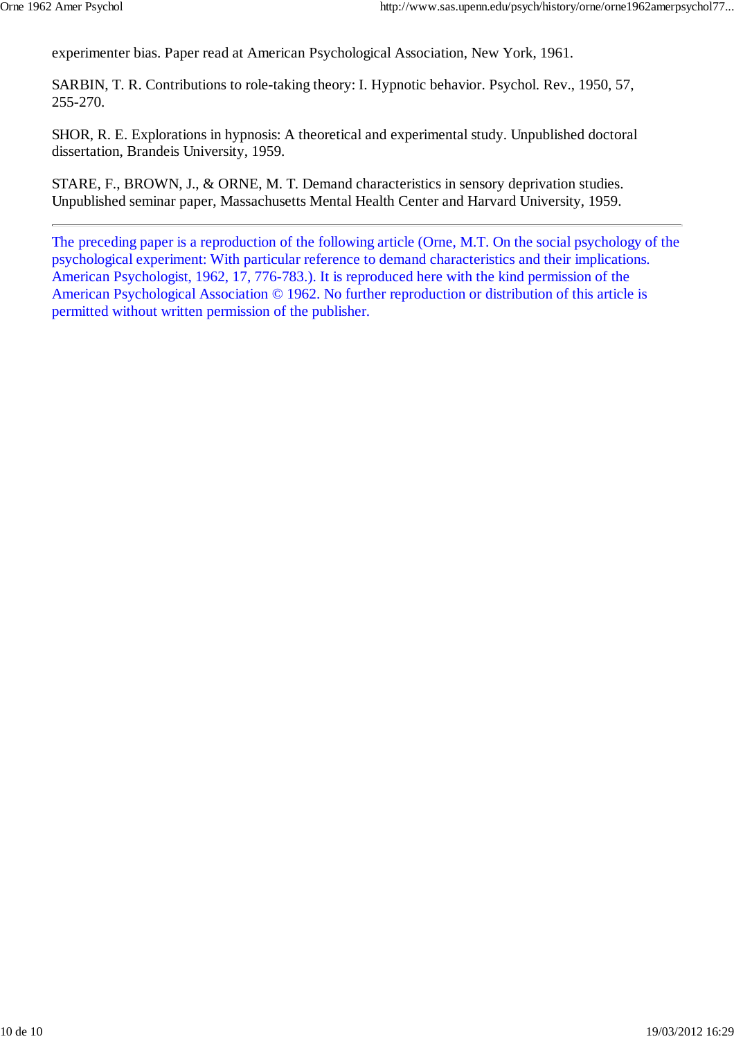experimenter bias. Paper read at American Psychological Association, New York, 1961.

SARBIN, T. R. Contributions to role-taking theory: I. Hypnotic behavior. Psychol. Rev., 1950, 57, 255-270.

SHOR, R. E. Explorations in hypnosis: A theoretical and experimental study. Unpublished doctoral dissertation, Brandeis University, 1959.

STARE, F., BROWN, J., & ORNE, M. T. Demand characteristics in sensory deprivation studies. Unpublished seminar paper, Massachusetts Mental Health Center and Harvard University, 1959.

---

The preceding paper is a reproduction of the following article (Orne, M.T. On the social psychology of the psychological experiment: With particular reference to demand characteristics and their implications. American Psychologist, 1962, 17, 776-783.). It is reproduced here with the kind permission of the American Psychological Association © 1962. No further reproduction or distribution of this article is permitted without written permission of the publisher.